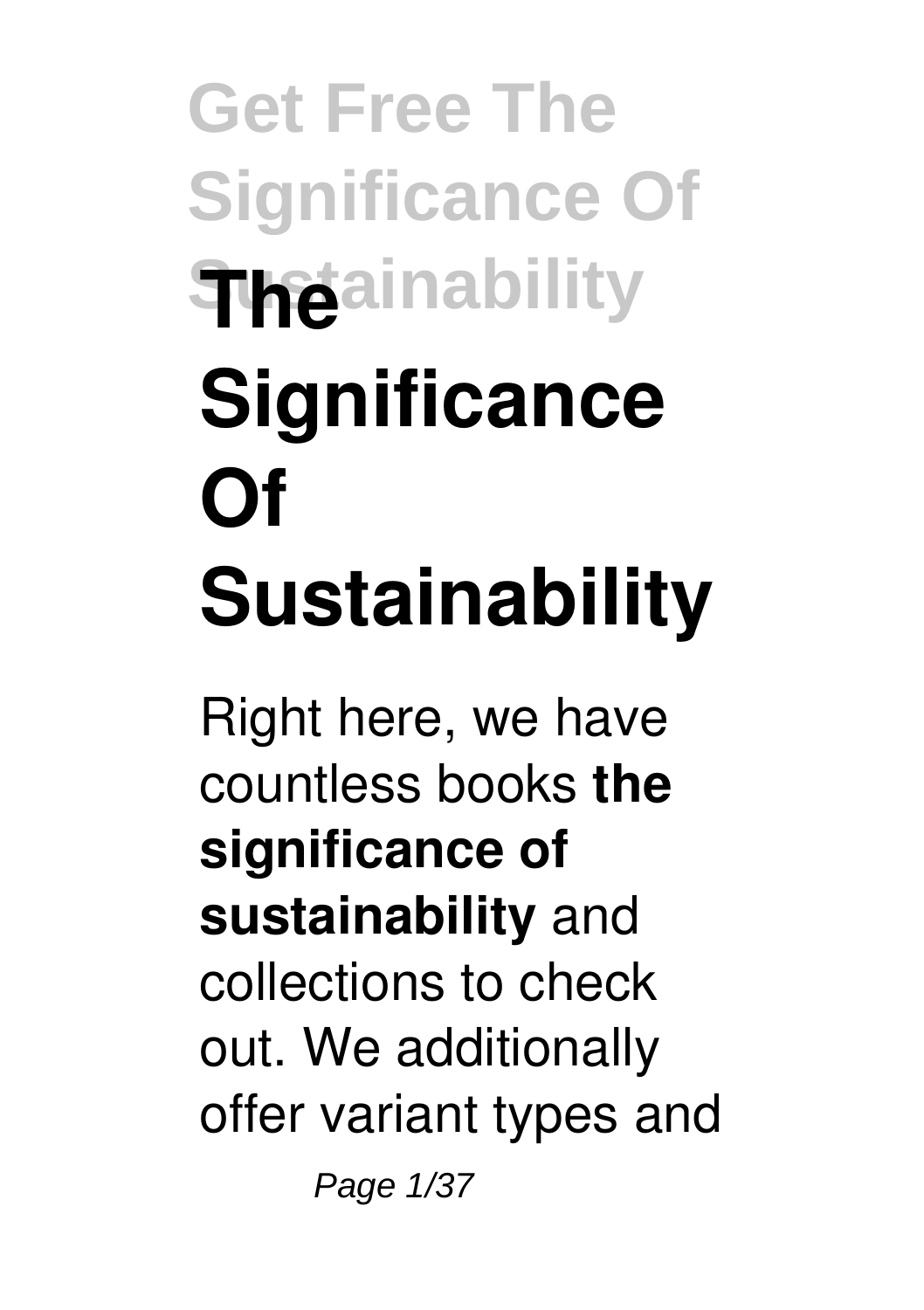# The Significance Of Sustainability

Right here, we have countless books **the significance of sustainability** and collections to check out. We additionally offer variant types and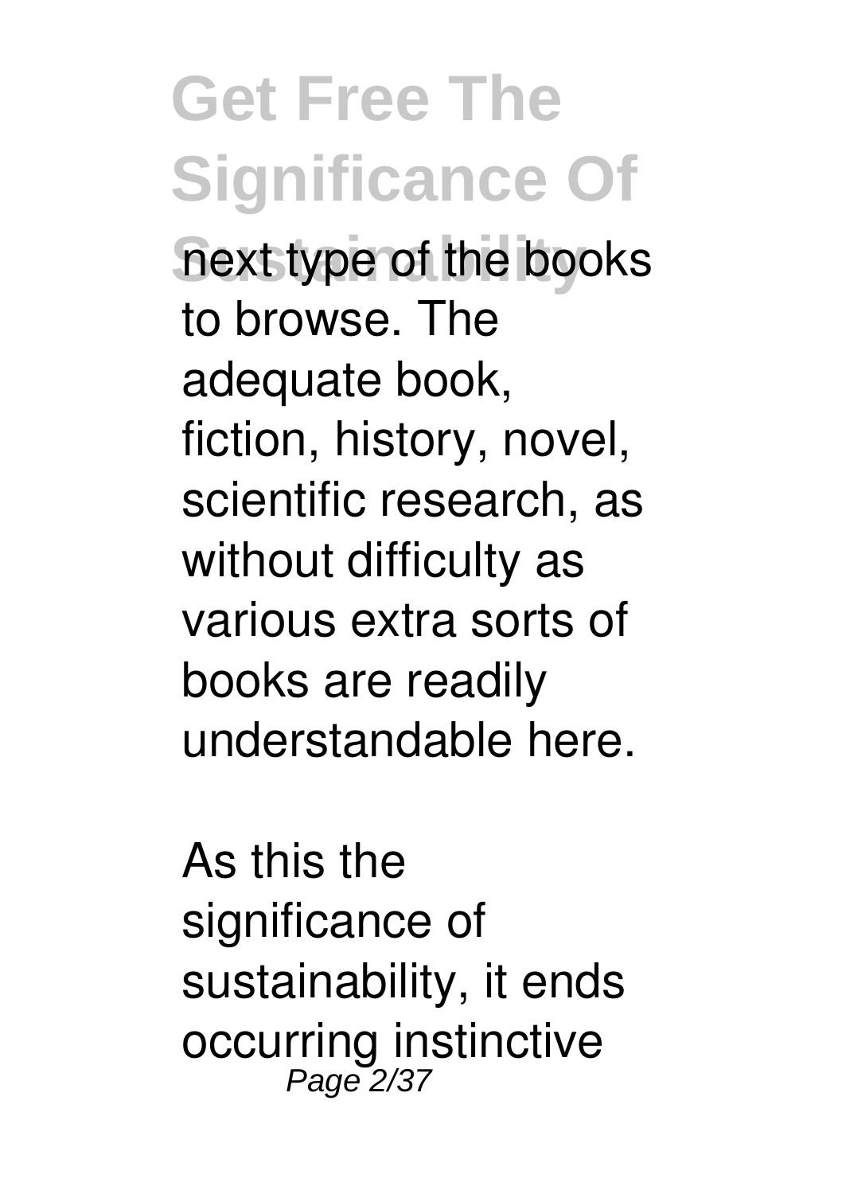next type of the books to browse. The adequate book, fiction, history, novel, scientific research, as without difficulty as various extra sorts of books are readily understandable here.

As this the significance of sustainability, it ends occurring instinctive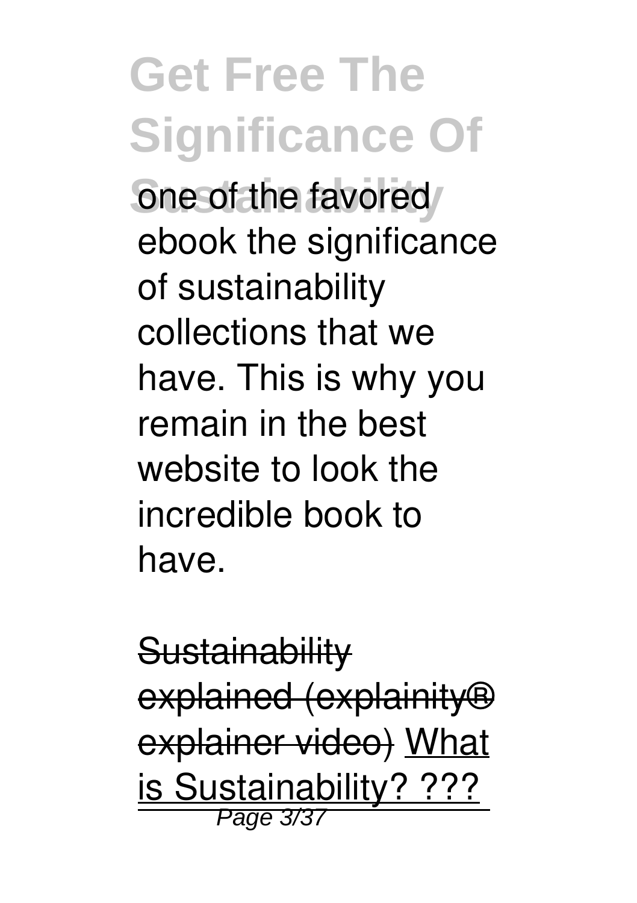one of the favored ebook the significance of sustainability collections that we have. This is why you remain in the best website to look the incredible book to have.

~~Sustainability explained (explainity® explainer video)~~ What is Sustainability? ???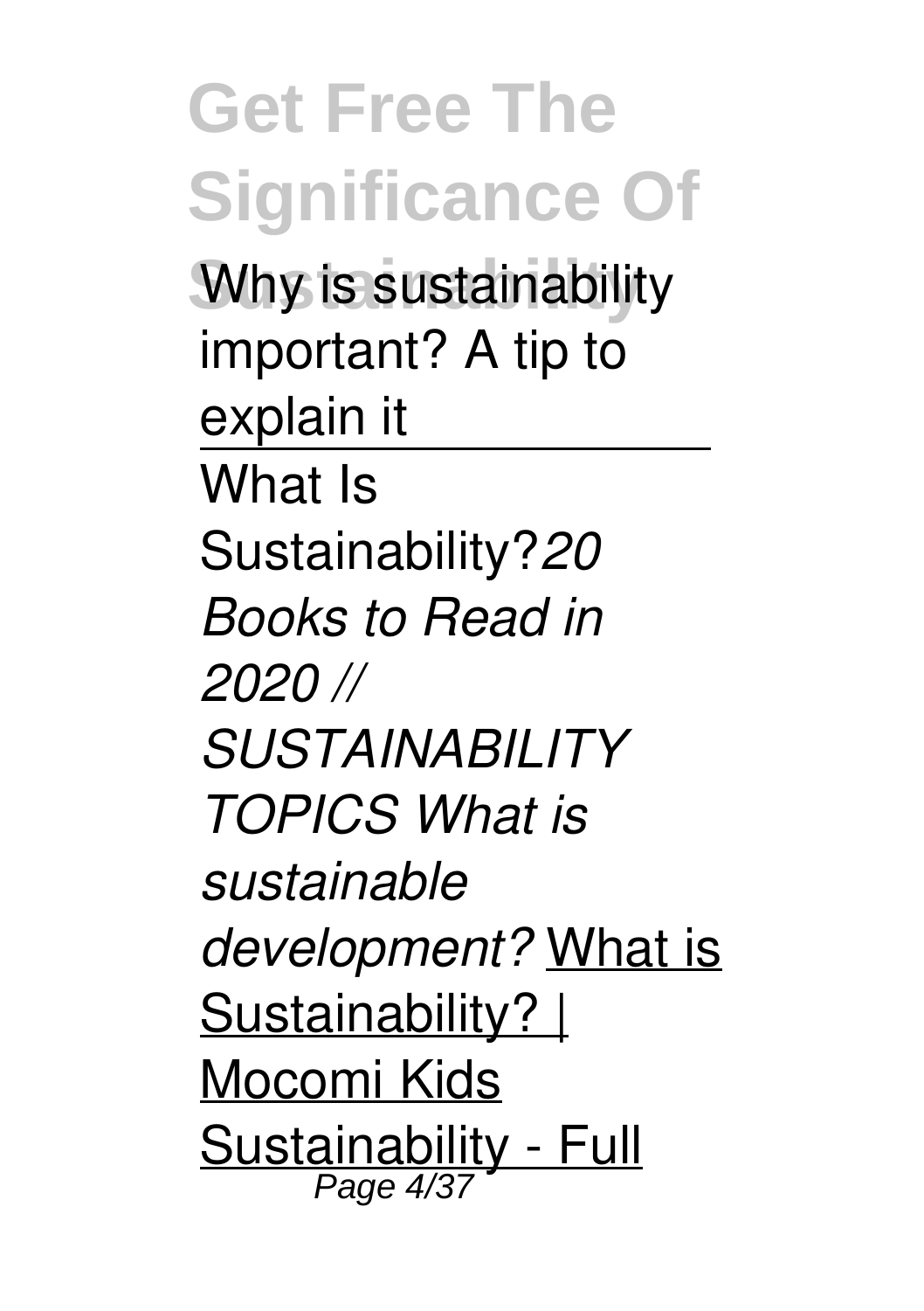Why is sustainability important? A tip to explain it

---

What Is Sustainability?*20 Books to Read in 2020 // SUSTAINABILITY TOPICS What is sustainable development?* What is Sustainability? | Mocomi Kids Sustainability - Full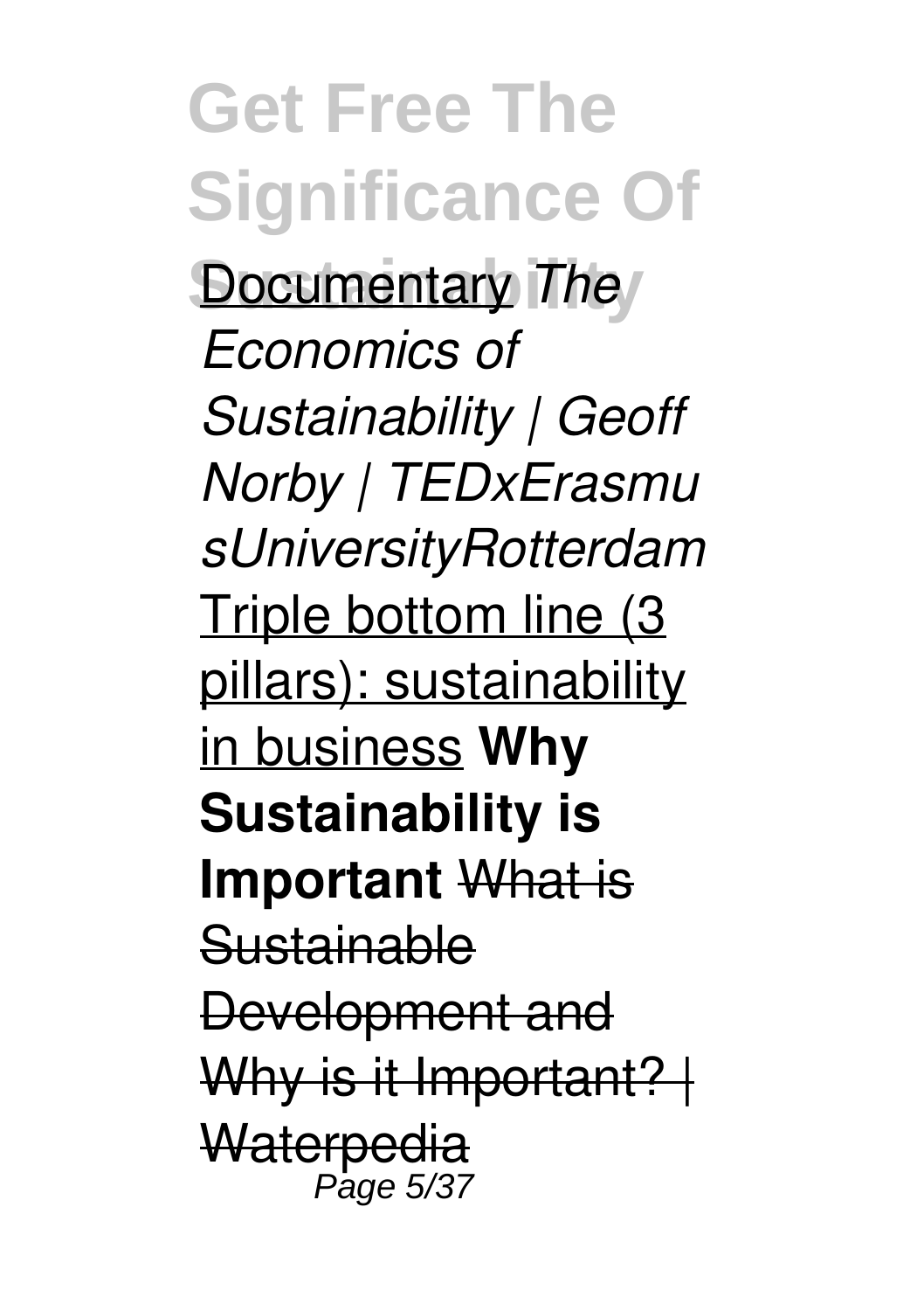Documentary *The Economics of Sustainability | Geoff Norby | TEDxErasmusUniversityRotterdam* Triple bottom line (3 pillars): sustainability in business **Why Sustainability is Important** ~~What is Sustainable Development and Why is it Important? | Waterpedia~~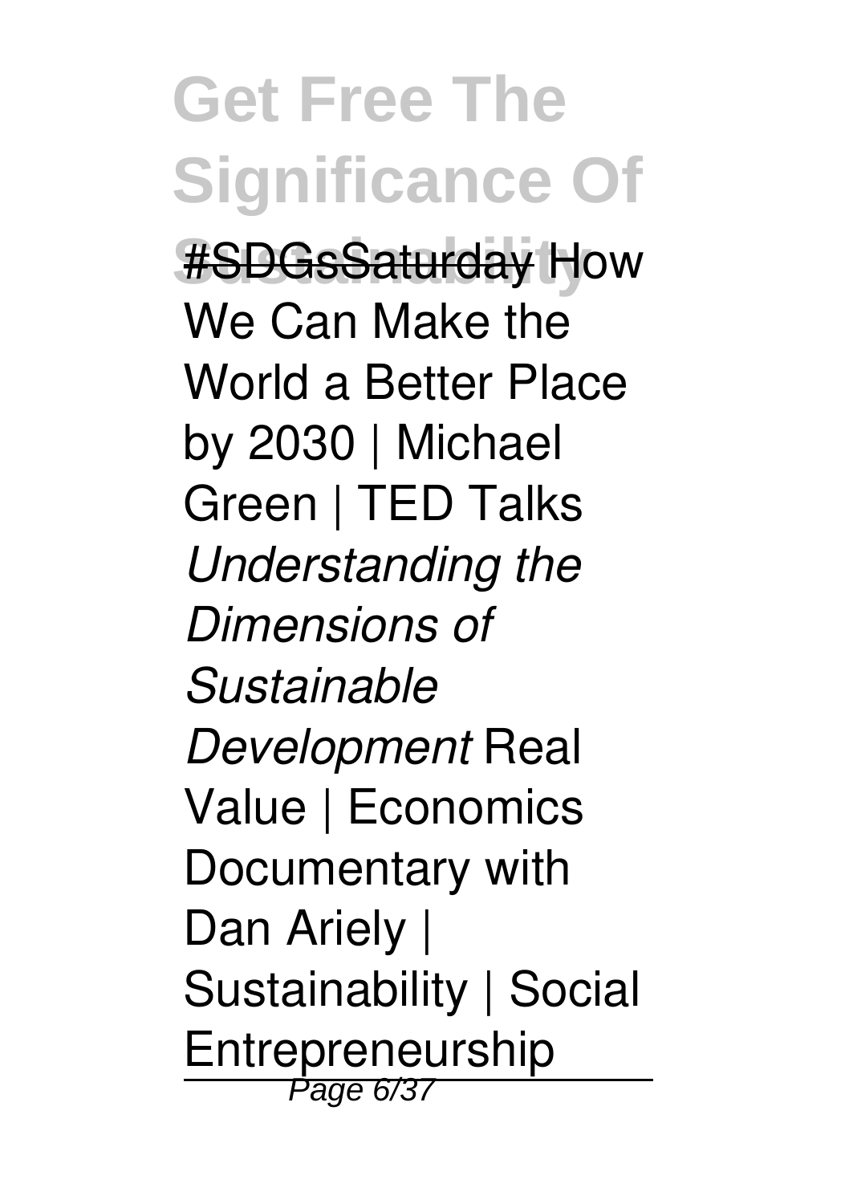#SDGsSaturday How We Can Make the World a Better Place by 2030 | Michael Green | TED Talks *Understanding the Dimensions of Sustainable Development* Real Value | Economics Documentary with Dan Ariely | Sustainability | Social Entrepreneurship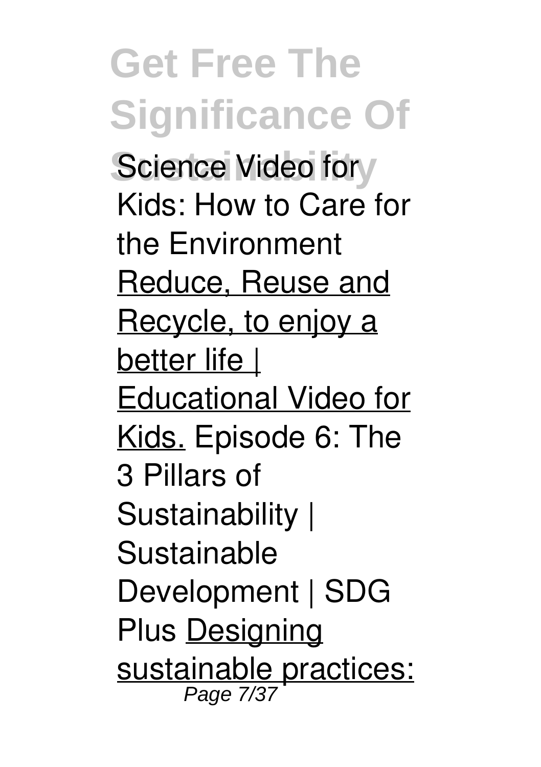Science Video for Kids: How to Care for the Environment Reduce, Reuse and Recycle, to enjoy a better life | Educational Video for Kids. Episode 6: The 3 Pillars of Sustainability | Sustainable Development | SDG Plus Designing sustainable practices: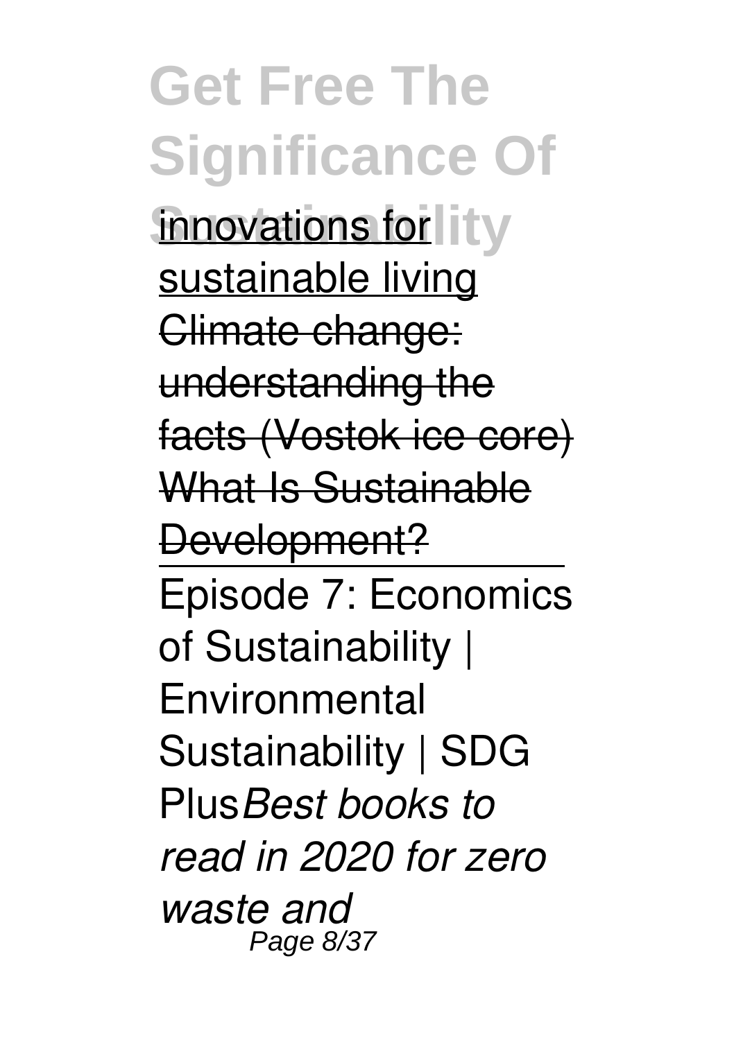innovations for sustainable living
Climate change: understanding the facts (Vostok ice core)
What Is Sustainable Development?

---

Episode 7: Economics of Sustainability | Environmental Sustainability | SDG Plus*Best books to read in 2020 for zero waste and*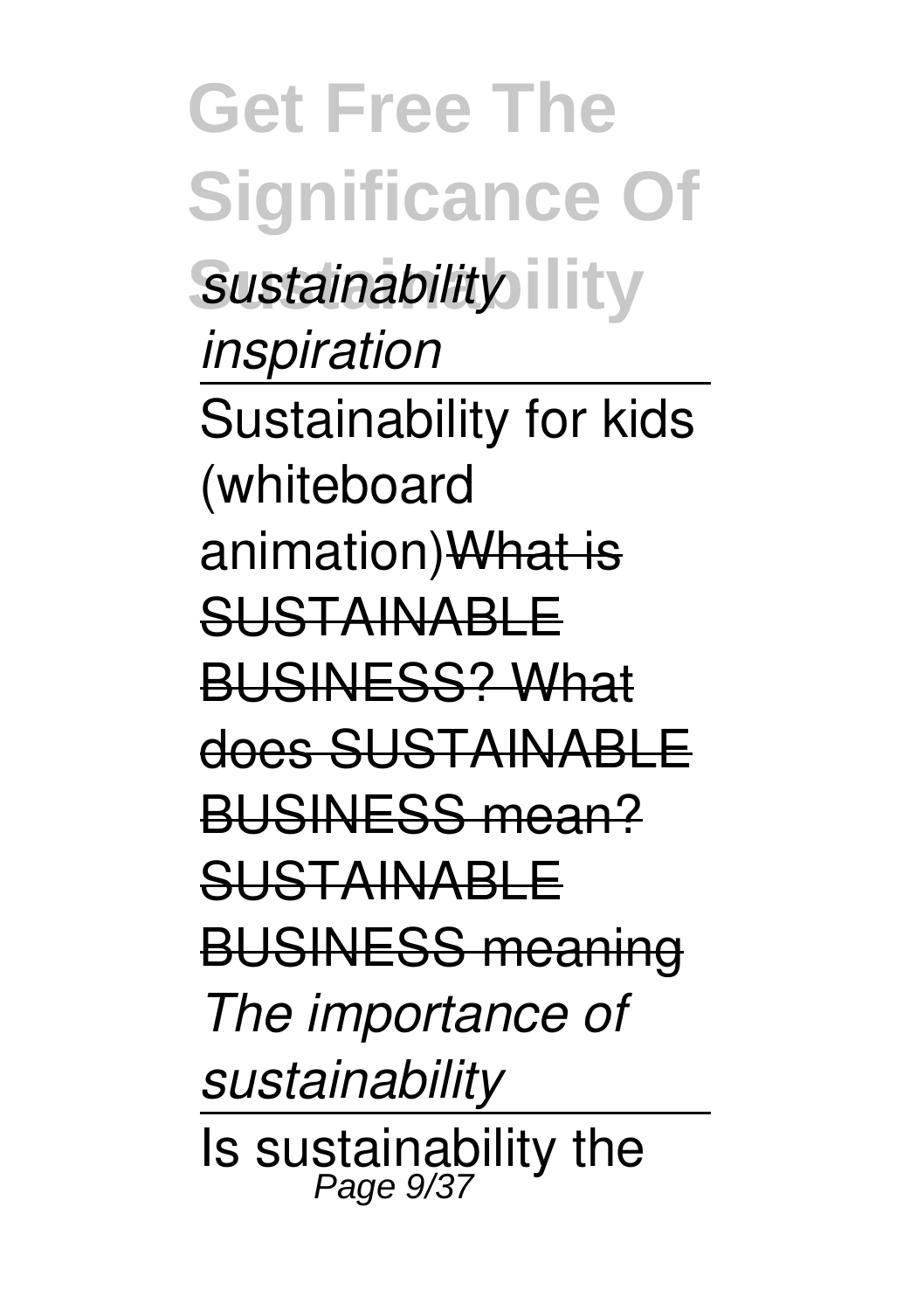*sustainability inspiration*

Sustainability for kids (whiteboard animation)~~What is SUSTAINABLE BUSINESS? What does SUSTAINABLE BUSINESS mean? SUSTAINABLE BUSINESS meaning~~ *The importance of sustainability*

Is sustainability the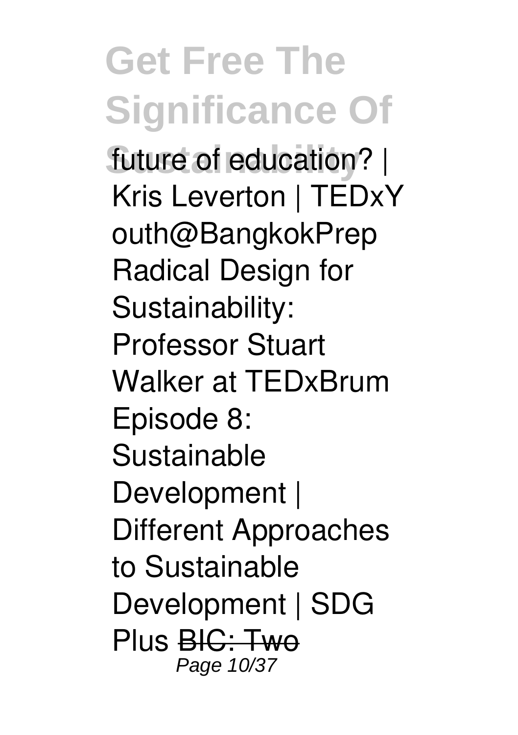future of education? | Kris Leverton | TEDxYouth@BangkokPrep Radical Design for Sustainability: Professor Stuart Walker at TEDxBrum Episode 8: Sustainable Development | Different Approaches to Sustainable Development | SDG Plus ~~BIC: Two~~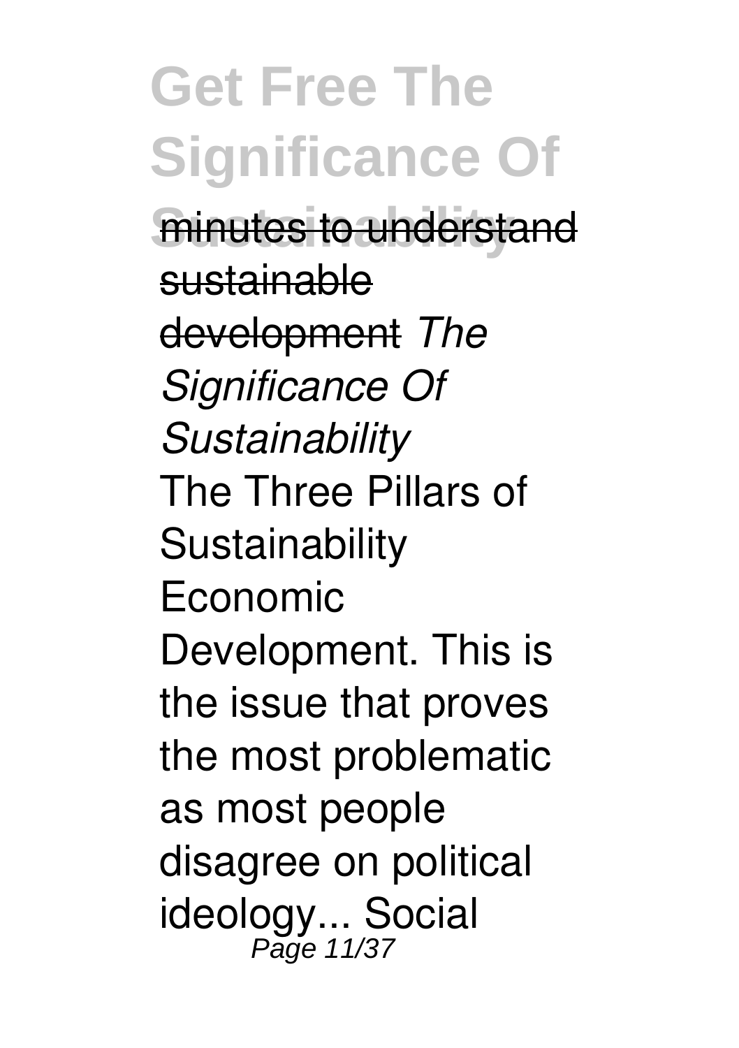minutes to understand sustainable development *The Significance Of Sustainability*

The Three Pillars of Sustainability Economic Development. This is the issue that proves the most problematic as most people disagree on political ideology... Social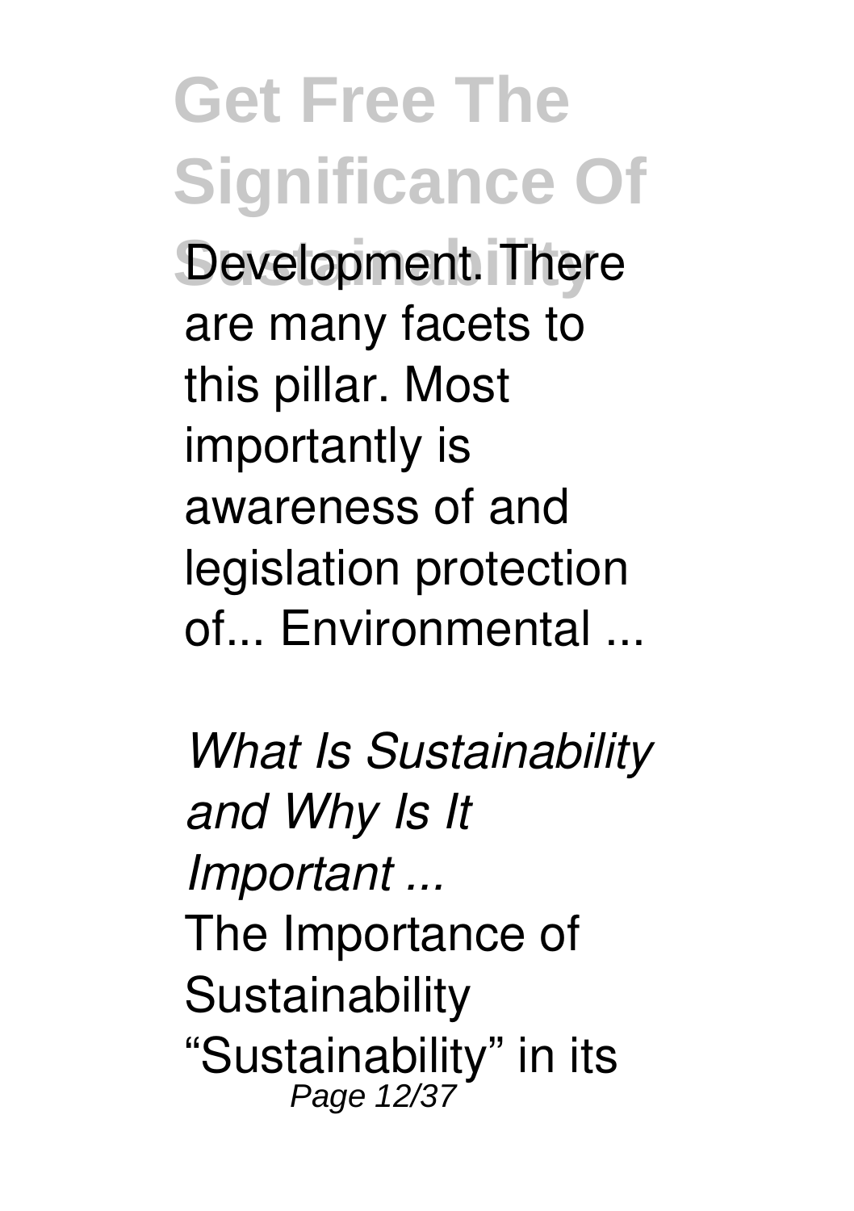Development. There are many facets to this pillar. Most importantly is awareness of and legislation protection of... Environmental ...

*What Is Sustainability and Why Is It Important ...*

The Importance of Sustainability "Sustainability" in its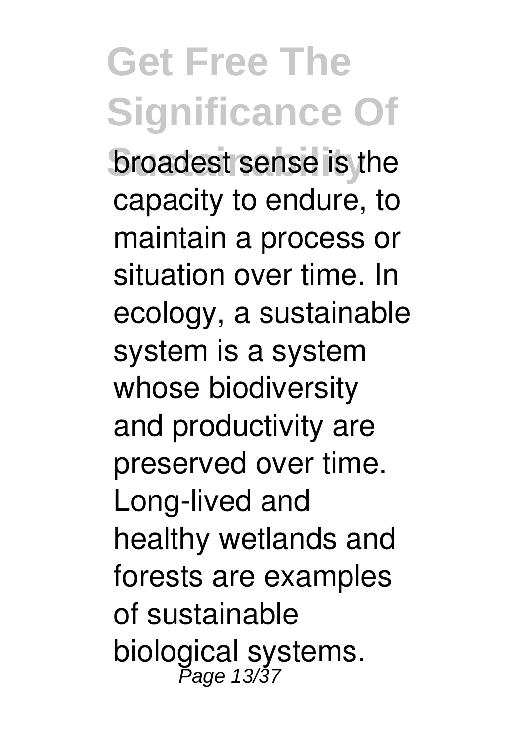broadest sense is the capacity to endure, to maintain a process or situation over time. In ecology, a sustainable system is a system whose biodiversity and productivity are preserved over time. Long-lived and healthy wetlands and forests are examples of sustainable biological systems.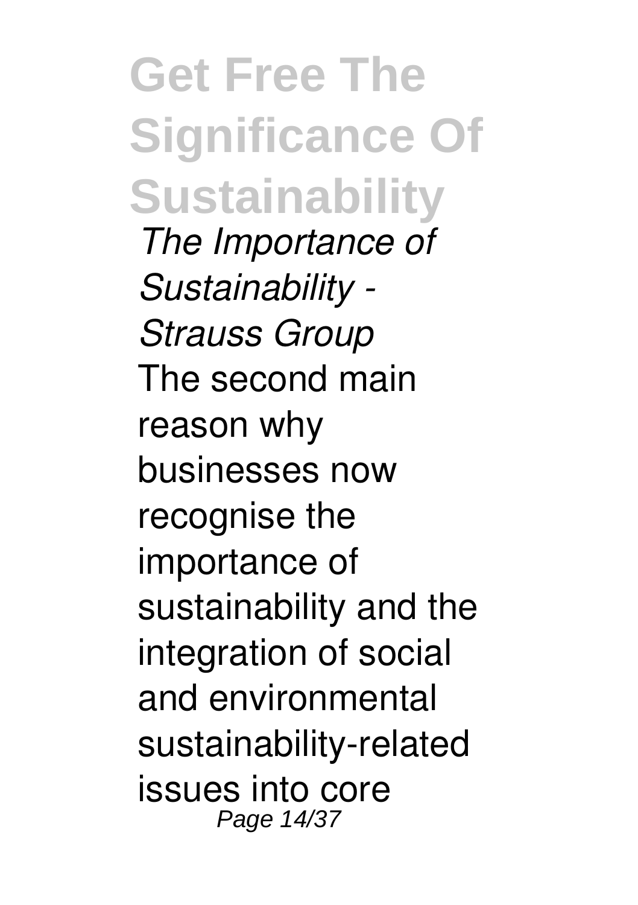*The Importance of Sustainability - Strauss Group*

The second main reason why businesses now recognise the importance of sustainability and the integration of social and environmental sustainability-related issues into core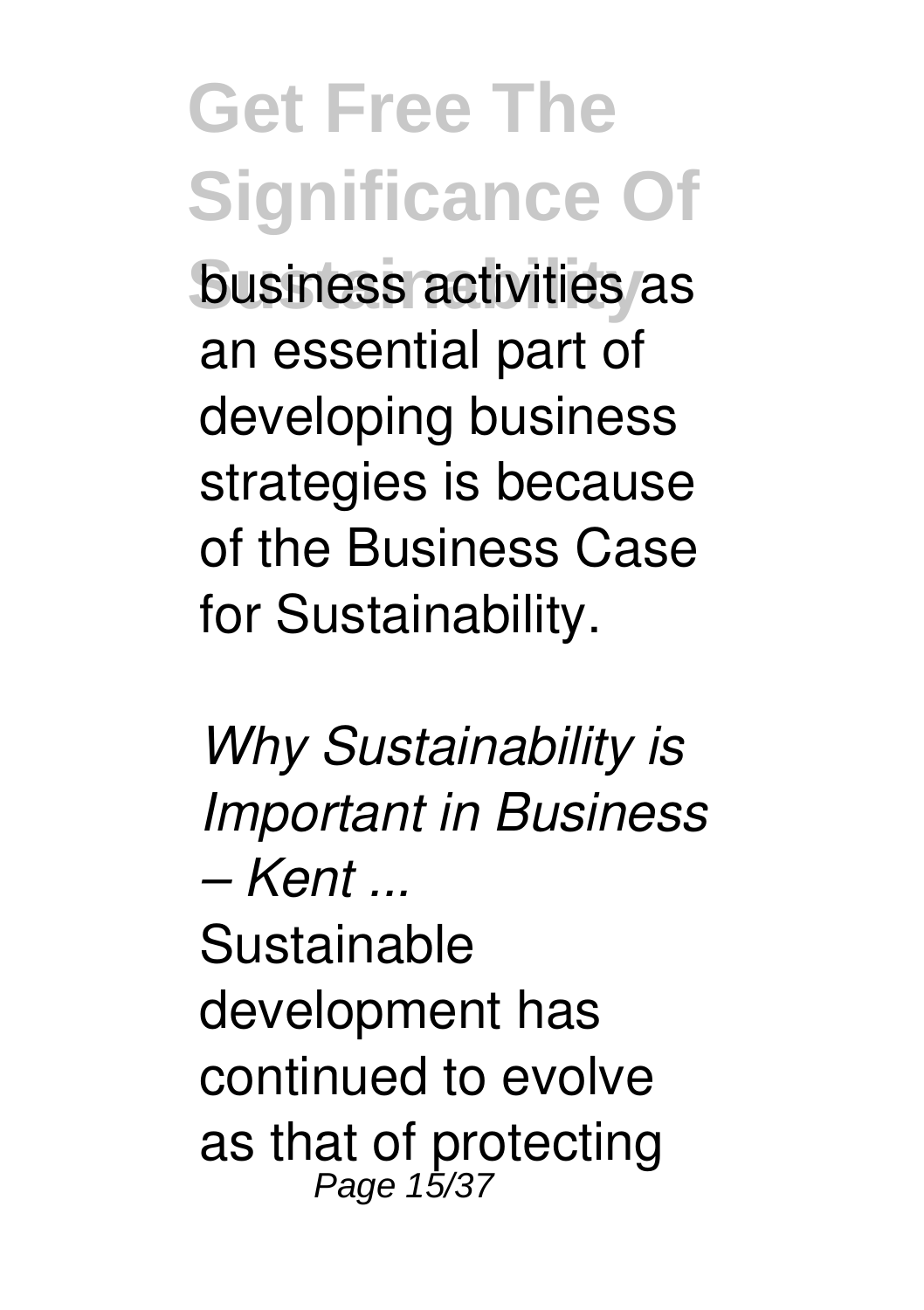business activities as an essential part of developing business strategies is because of the Business Case for Sustainability.

*Why Sustainability is Important in Business – Kent ...*

Sustainable development has continued to evolve as that of protecting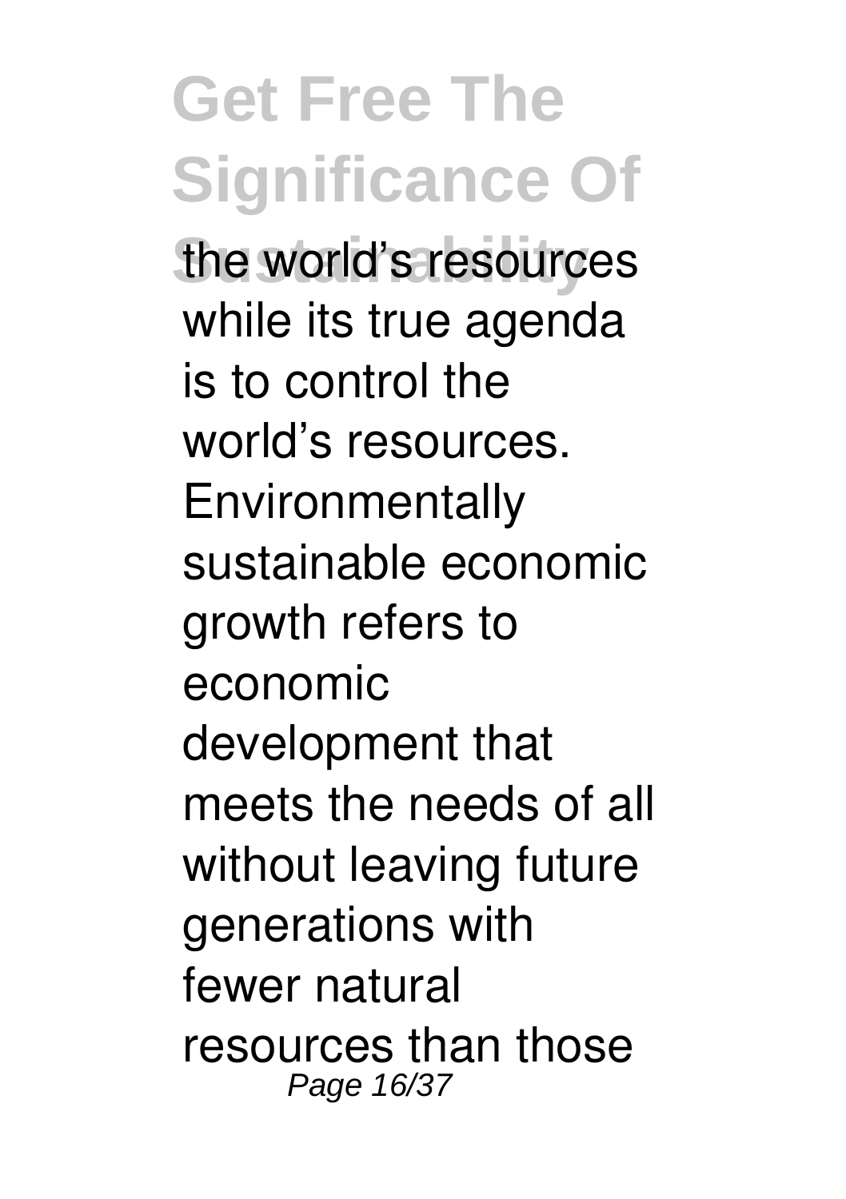the world's resources while its true agenda is to control the world's resources. Environmentally sustainable economic growth refers to economic development that meets the needs of all without leaving future generations with fewer natural resources than those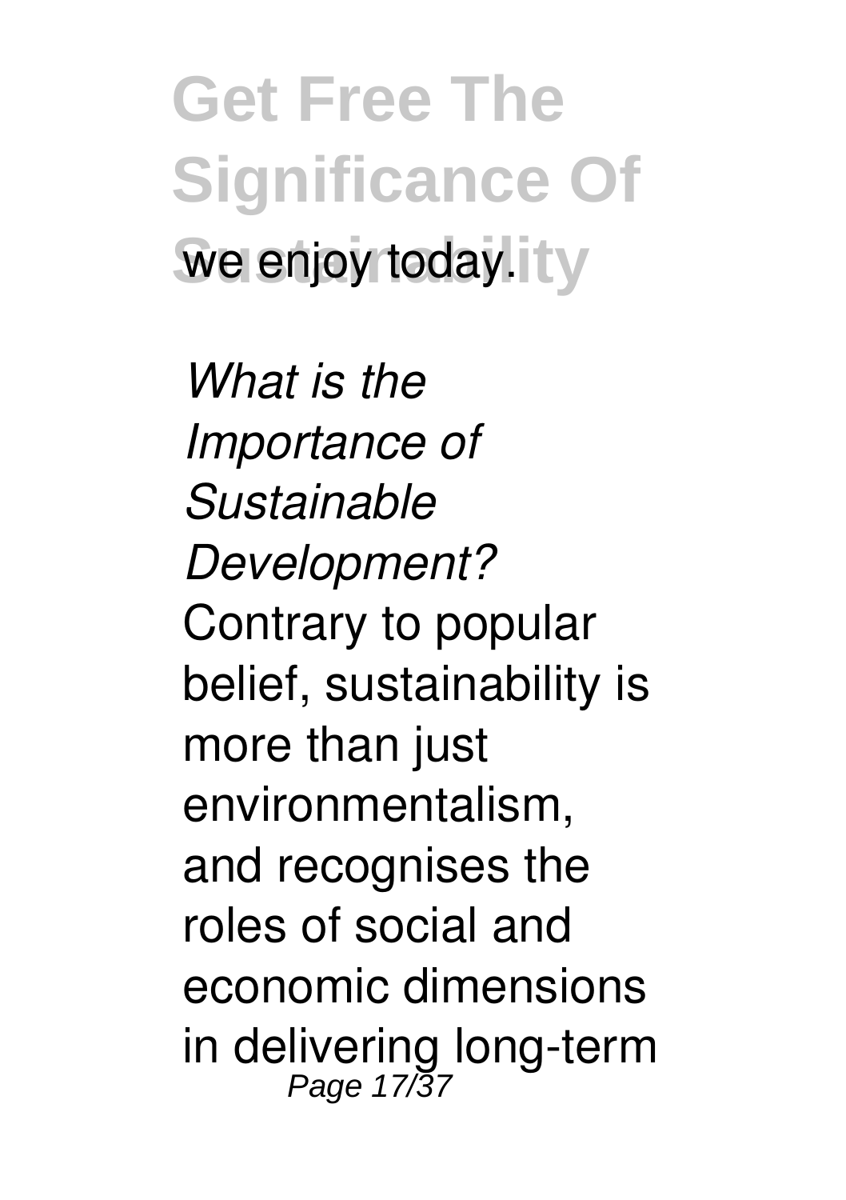we enjoy today.

*What is the Importance of Sustainable Development?*
Contrary to popular belief, sustainability is more than just environmentalism, and recognises the roles of social and economic dimensions in delivering long-term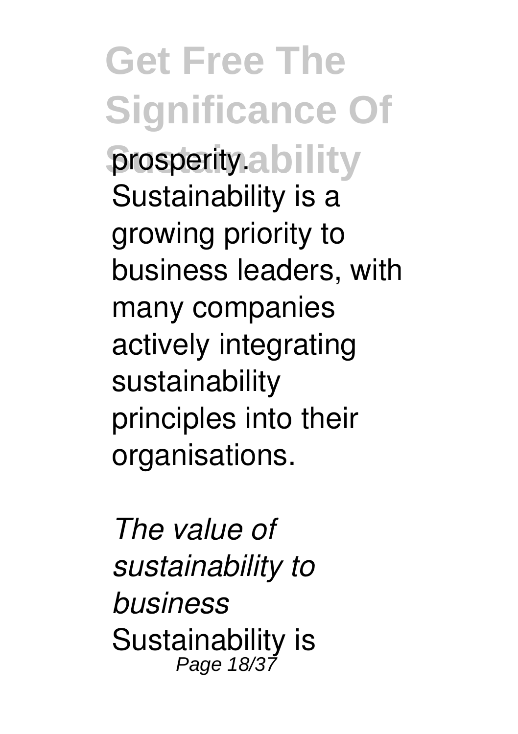prosperity. Sustainability is a growing priority to business leaders, with many companies actively integrating sustainability principles into their organisations.

*The value of sustainability to business*

Sustainability is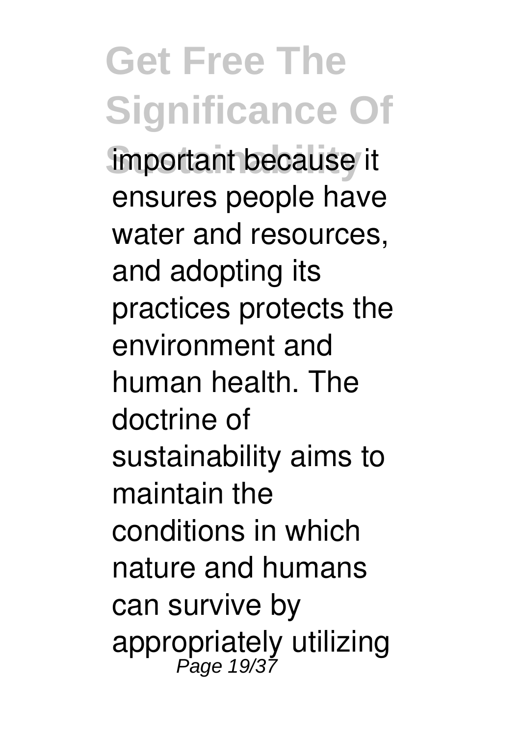important because it ensures people have water and resources, and adopting its practices protects the environment and human health. The doctrine of sustainability aims to maintain the conditions in which nature and humans can survive by appropriately utilizing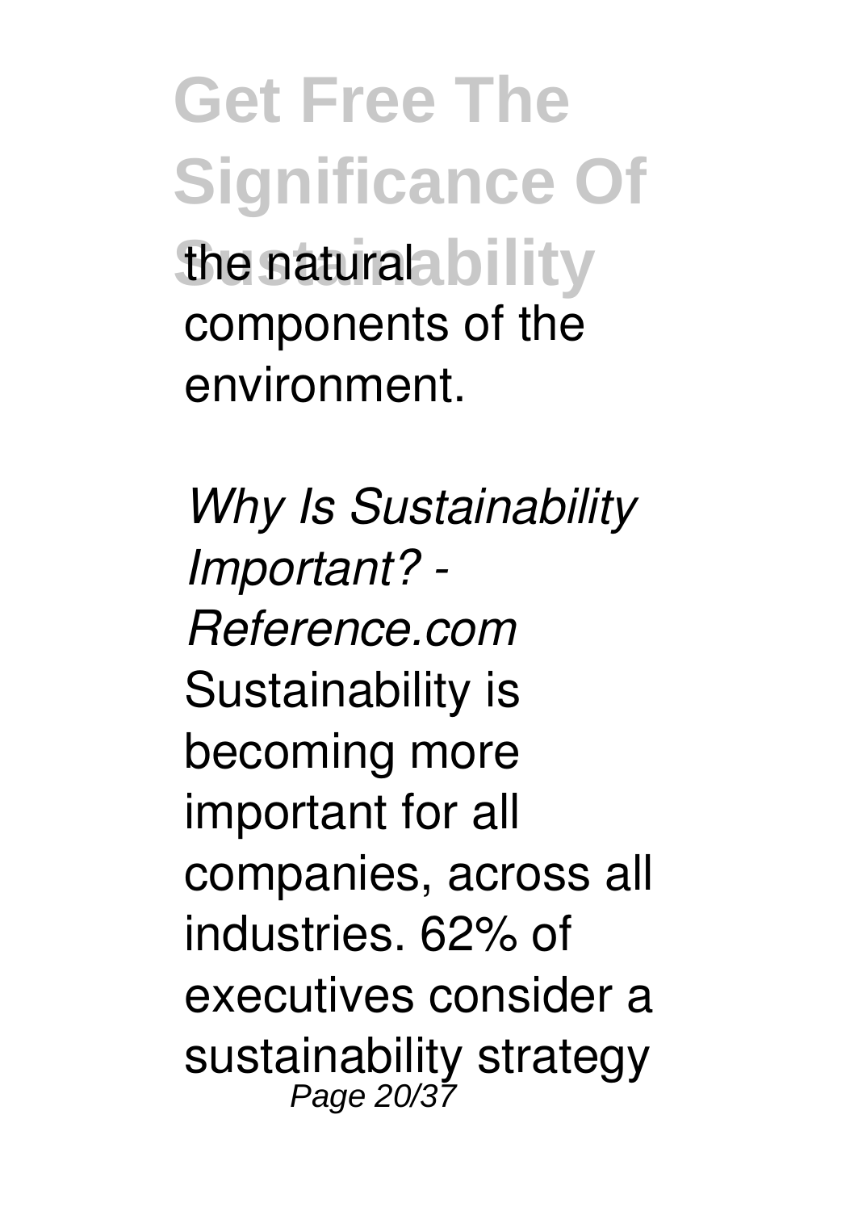the natural components of the environment.

*Why Is Sustainability Important? - Reference.com*

Sustainability is becoming more important for all companies, across all industries. 62% of executives consider a sustainability strategy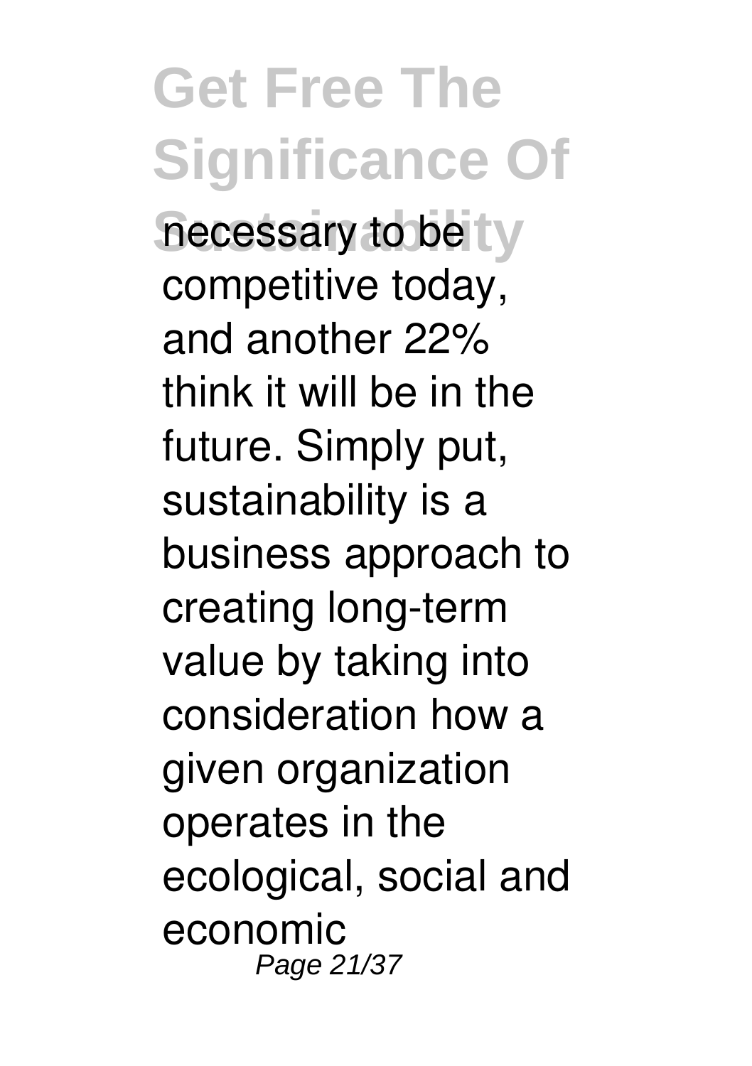necessary to be competitive today, and another 22% think it will be in the future. Simply put, sustainability is a business approach to creating long-term value by taking into consideration how a given organization operates in the ecological, social and economic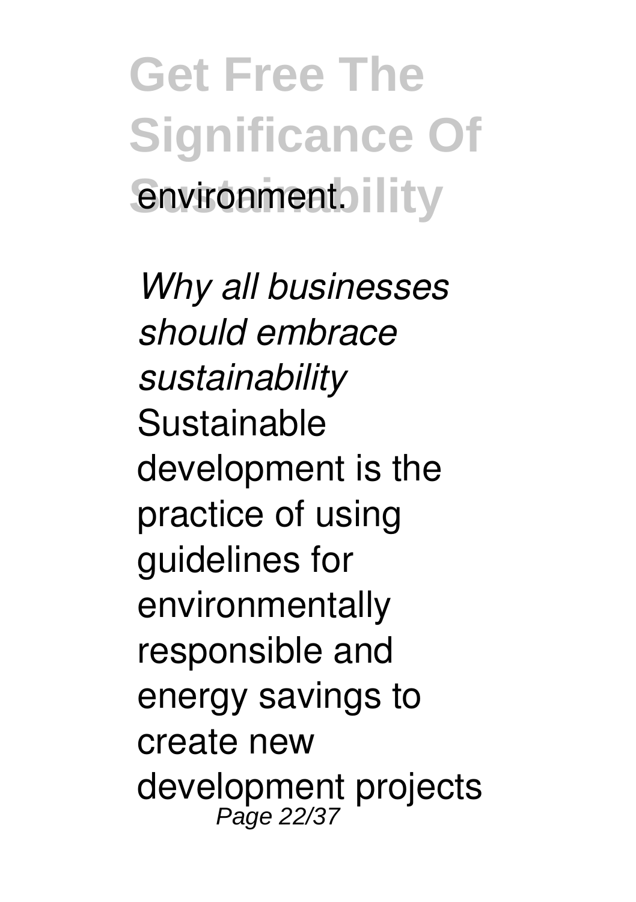environment.

*Why all businesses should embrace sustainability*

Sustainable development is the practice of using guidelines for environmentally responsible and energy savings to create new development projects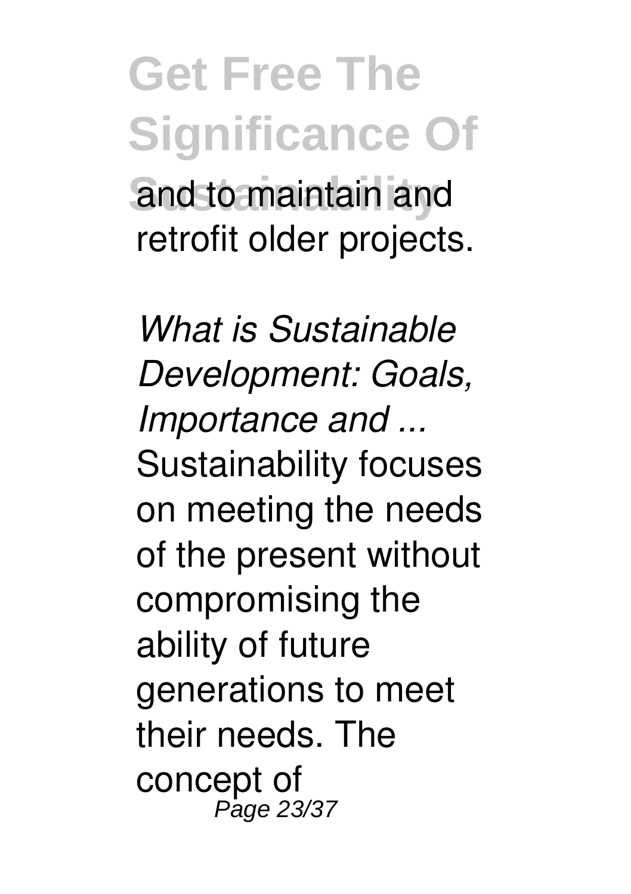and to maintain and retrofit older projects.

*What is Sustainable Development: Goals, Importance and ...*

Sustainability focuses on meeting the needs of the present without compromising the ability of future generations to meet their needs. The concept of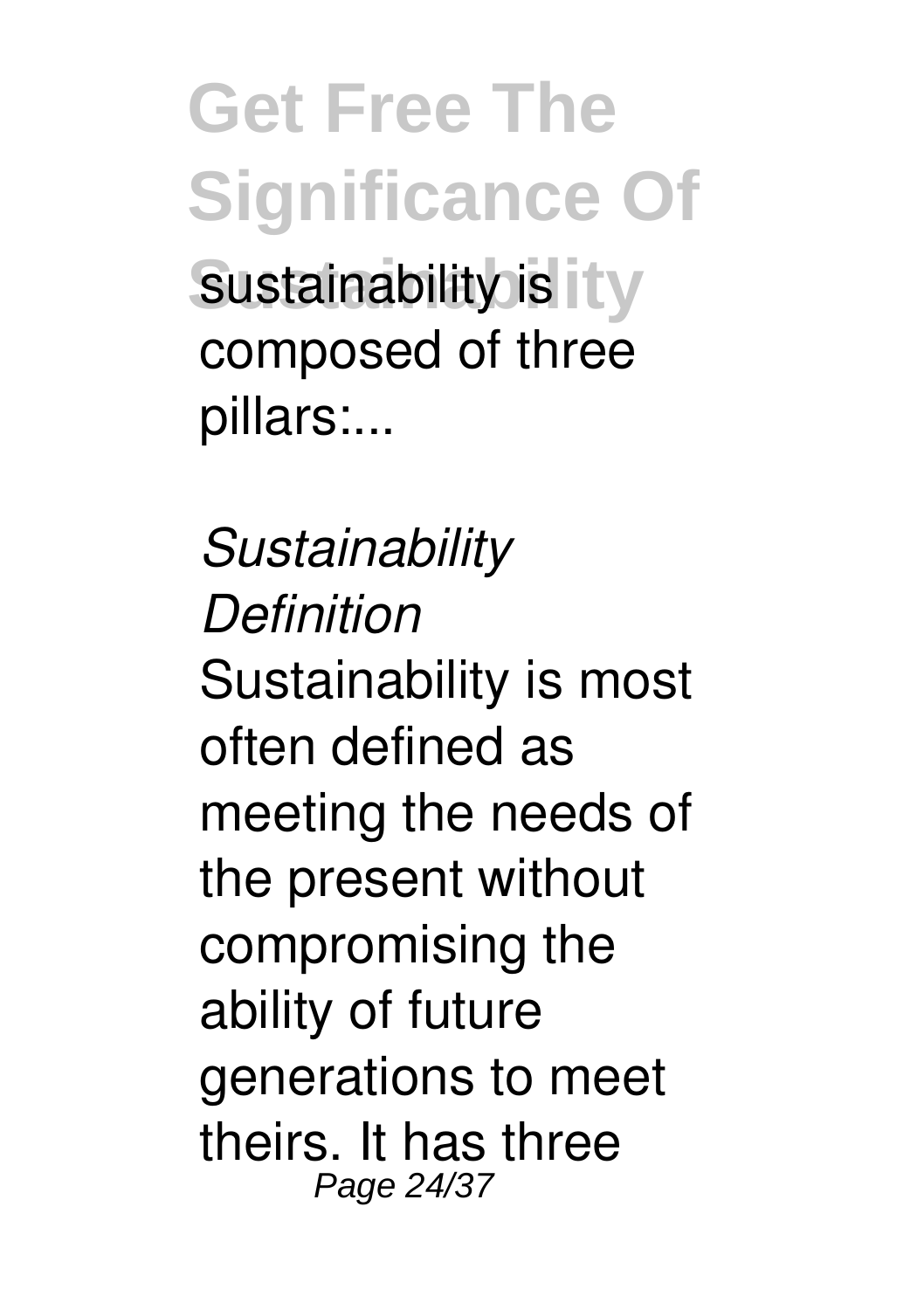sustainability is composed of three pillars:...

*Sustainability Definition*

Sustainability is most often defined as meeting the needs of the present without compromising the ability of future generations to meet theirs. It has three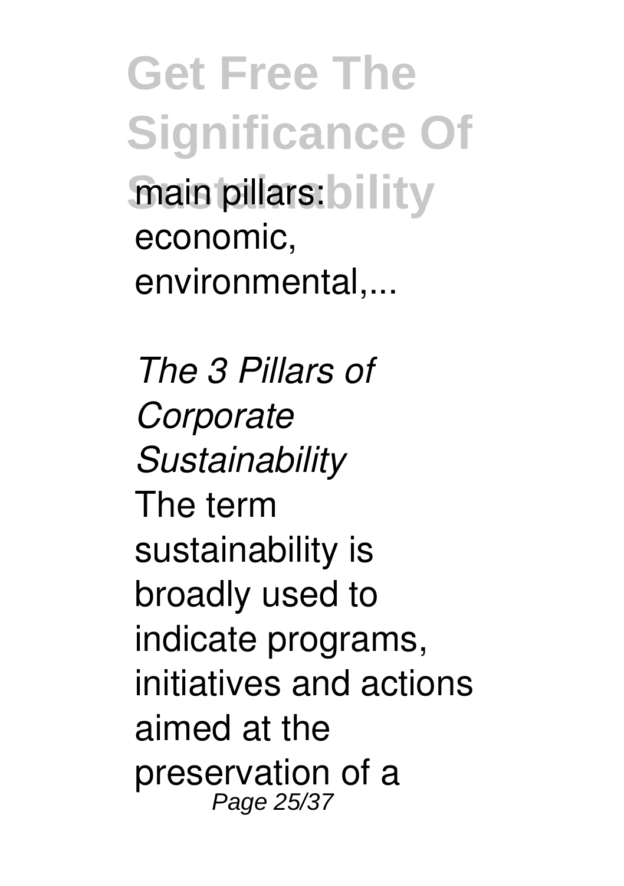main pillars: economic, environmental,...

*The 3 Pillars of Corporate Sustainability*

The term sustainability is broadly used to indicate programs, initiatives and actions aimed at the preservation of a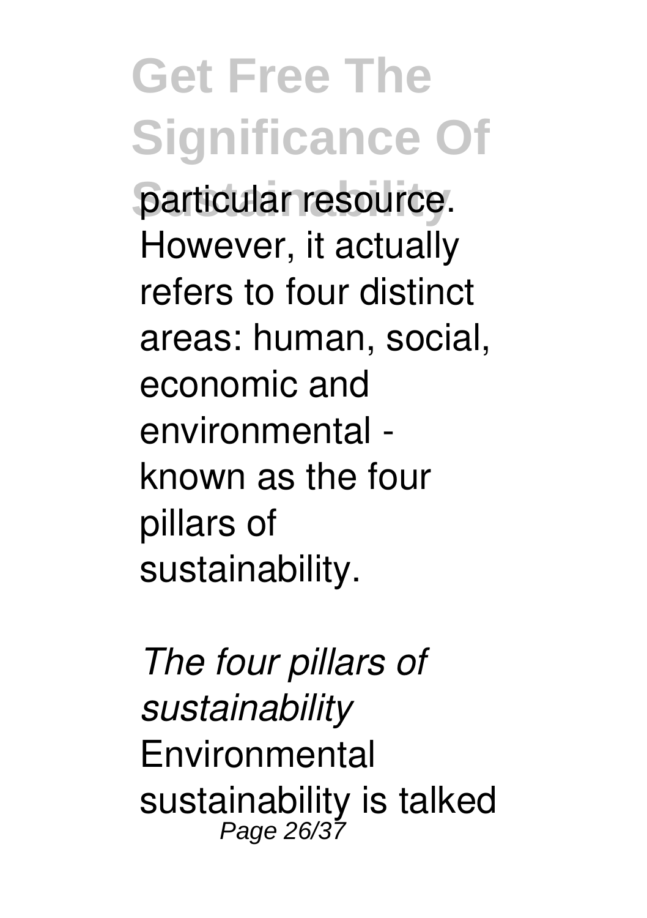particular resource. However, it actually refers to four distinct areas: human, social, economic and environmental - known as the four pillars of sustainability.

*The four pillars of sustainability*

Environmental sustainability is talked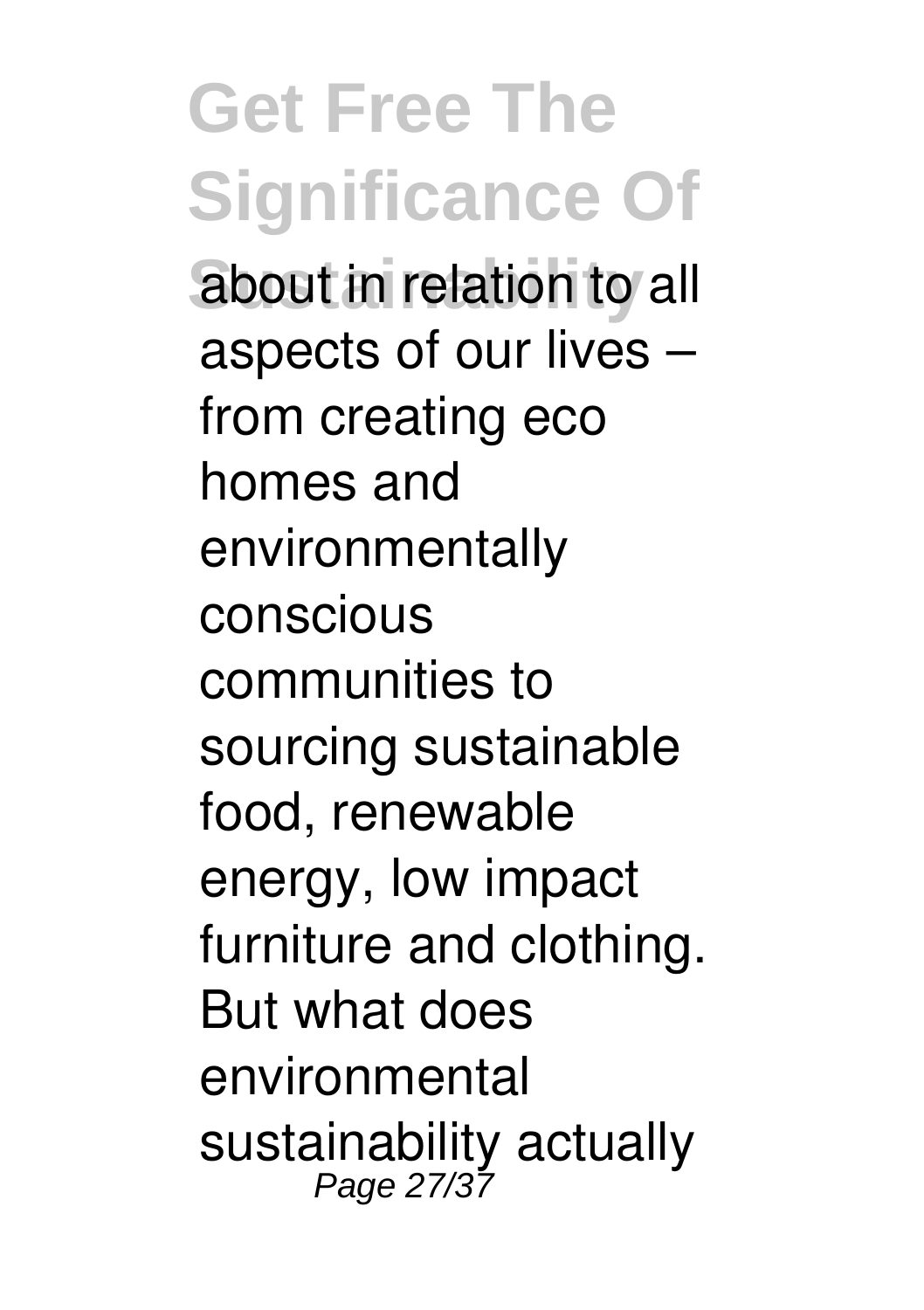about in relation to all aspects of our lives – from creating eco homes and environmentally conscious communities to sourcing sustainable food, renewable energy, low impact furniture and clothing. But what does environmental sustainability actually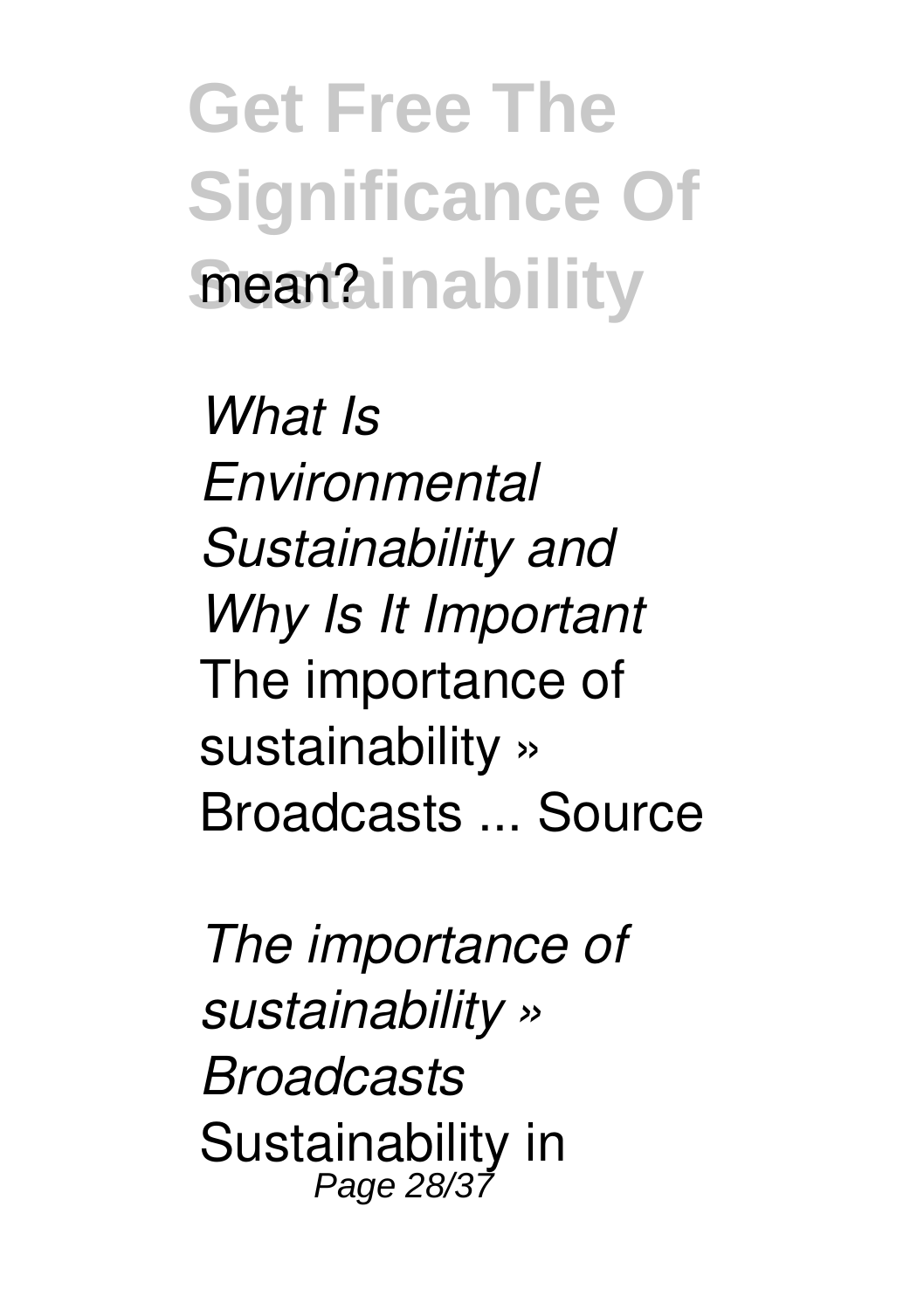mean?

*What Is Environmental Sustainability and Why Is It Important*

The importance of sustainability » Broadcasts ... Source

*The importance of sustainability » Broadcasts*

Sustainability in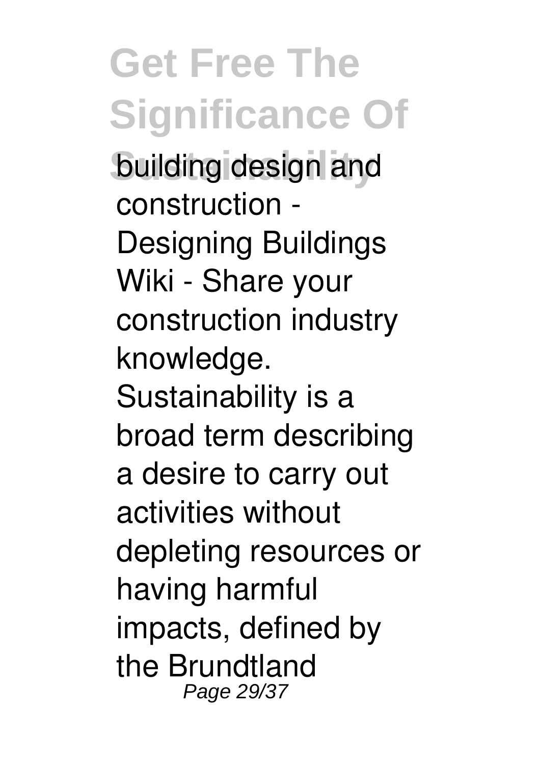building design and construction - Designing Buildings Wiki - Share your construction industry knowledge. Sustainability is a broad term describing a desire to carry out activities without depleting resources or having harmful impacts, defined by the Brundtland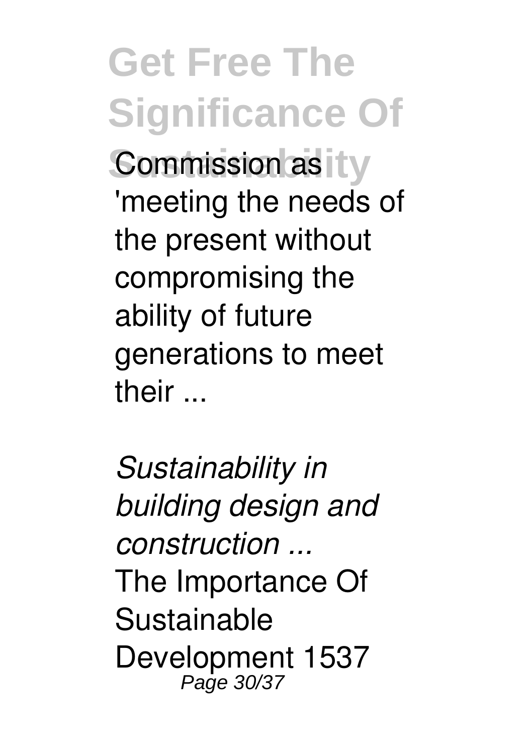Commission as 'meeting the needs of the present without compromising the ability of future generations to meet their ...

*Sustainability in building design and construction ...*

The Importance Of Sustainable Development 1537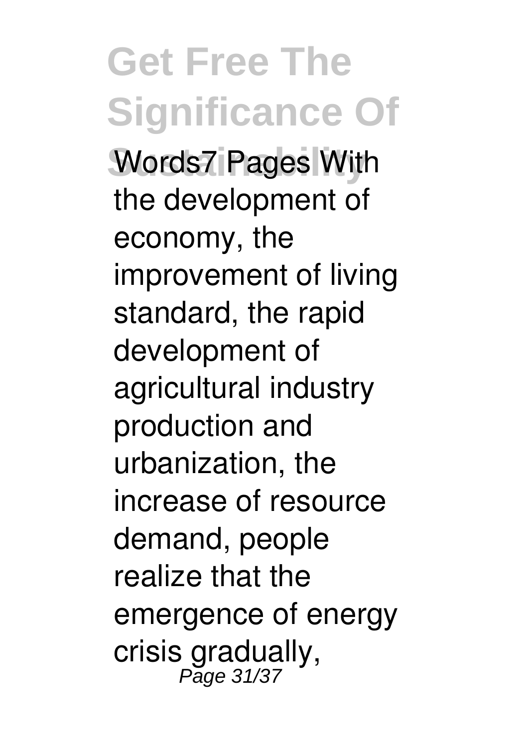Words7 Pages With the development of economy, the improvement of living standard, the rapid development of agricultural industry production and urbanization, the increase of resource demand, people realize that the emergence of energy crisis gradually,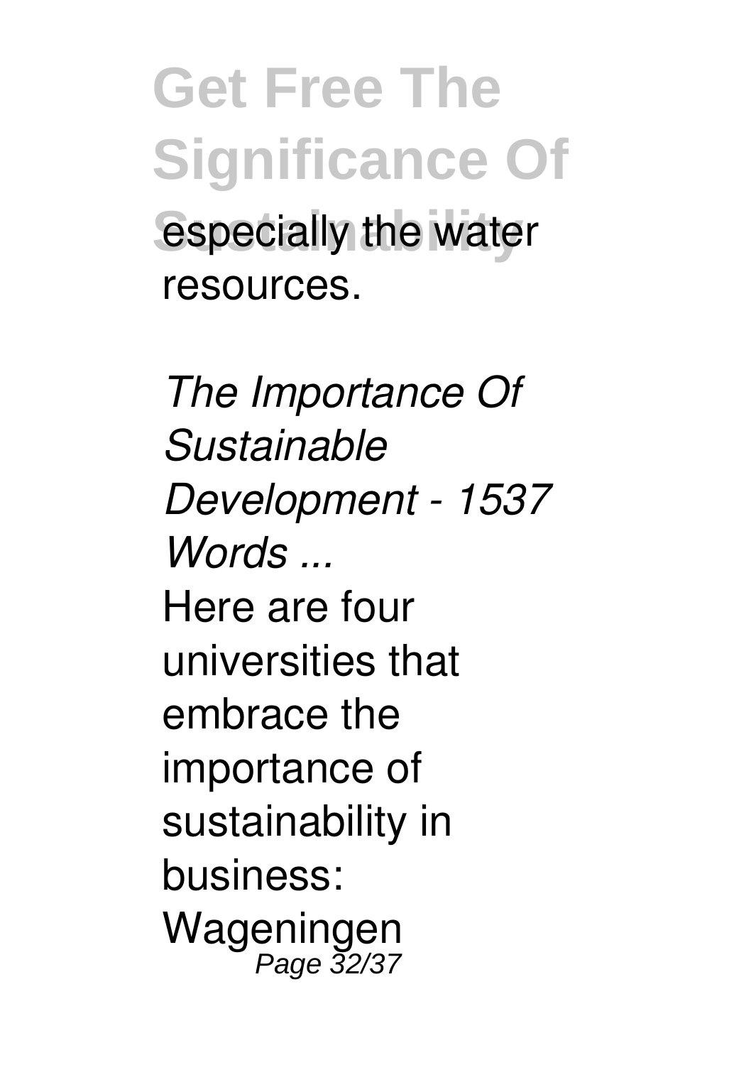especially the water resources.

*The Importance Of Sustainable Development - 1537 Words ...*

Here are four universities that embrace the importance of sustainability in business: Wageningen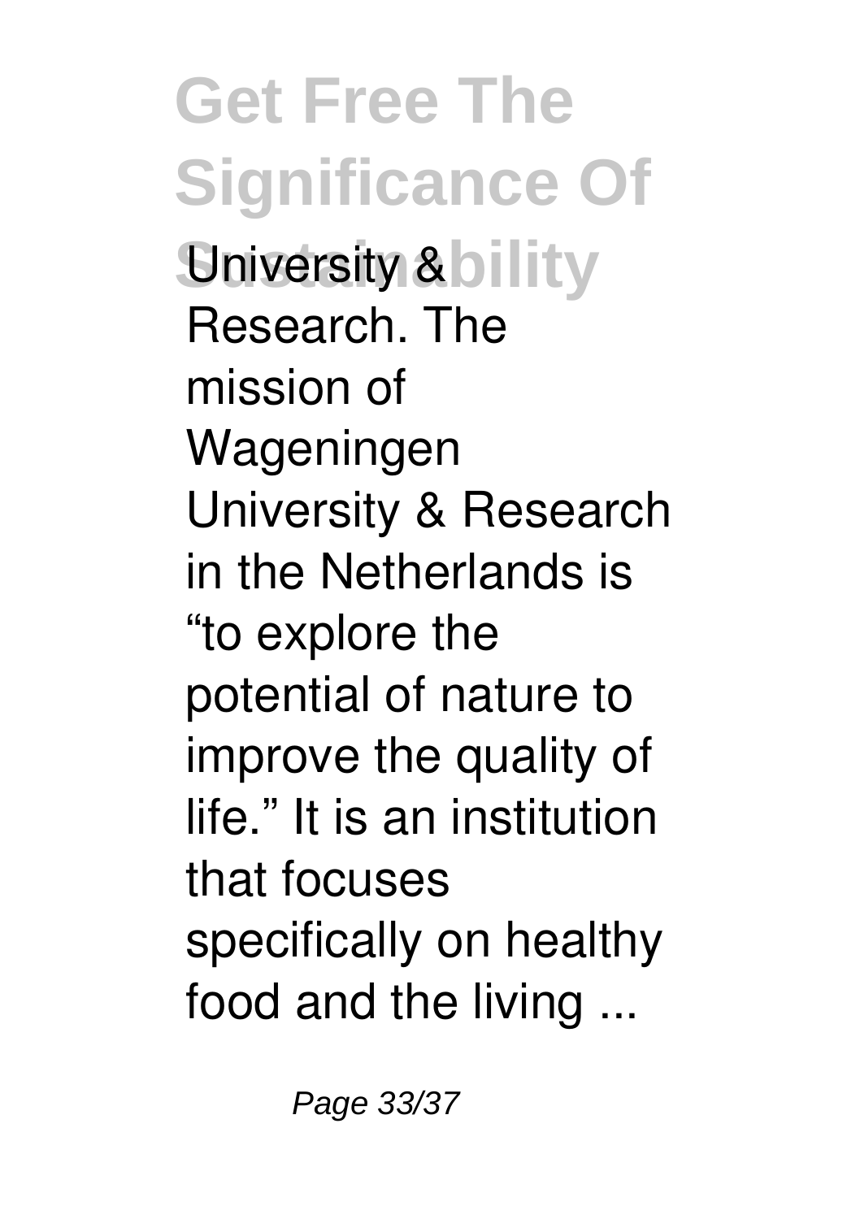University & Research. The mission of Wageningen University & Research in the Netherlands is "to explore the potential of nature to improve the quality of life." It is an institution that focuses specifically on healthy food and the living ...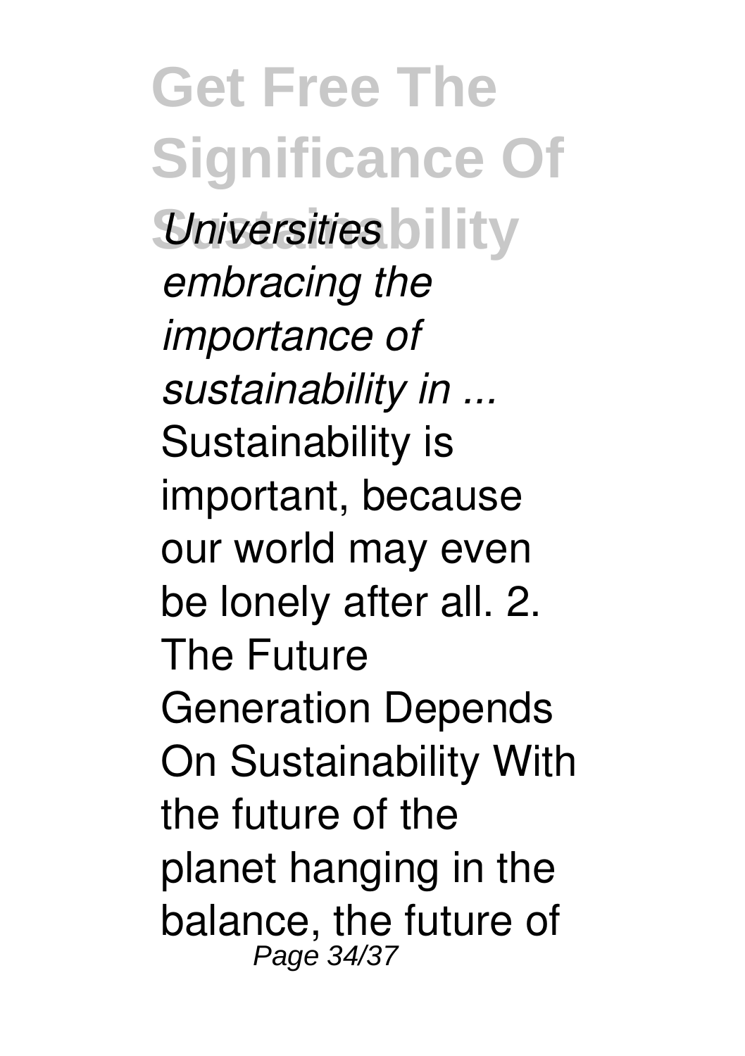*Universities embracing the importance of sustainability in ...*
Sustainability is important, because our world may even be lonely after all. 2. The Future Generation Depends On Sustainability With the future of the planet hanging in the balance, the future of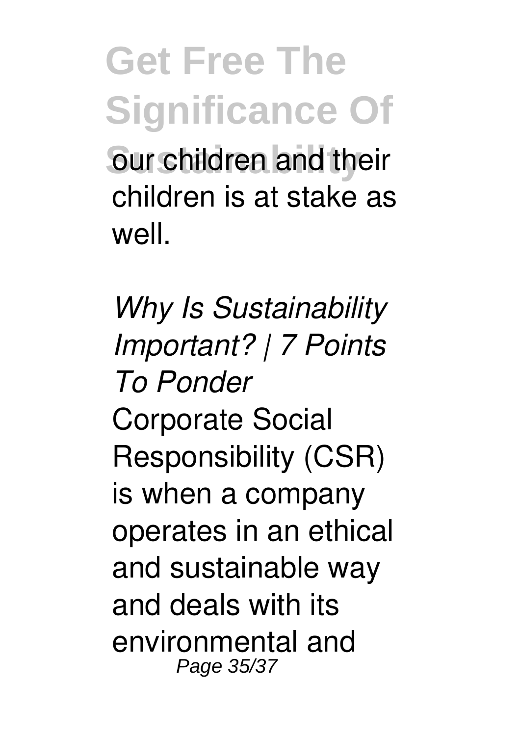our children and their children is at stake as well.

*Why Is Sustainability Important? | 7 Points To Ponder*

Corporate Social Responsibility (CSR) is when a company operates in an ethical and sustainable way and deals with its environmental and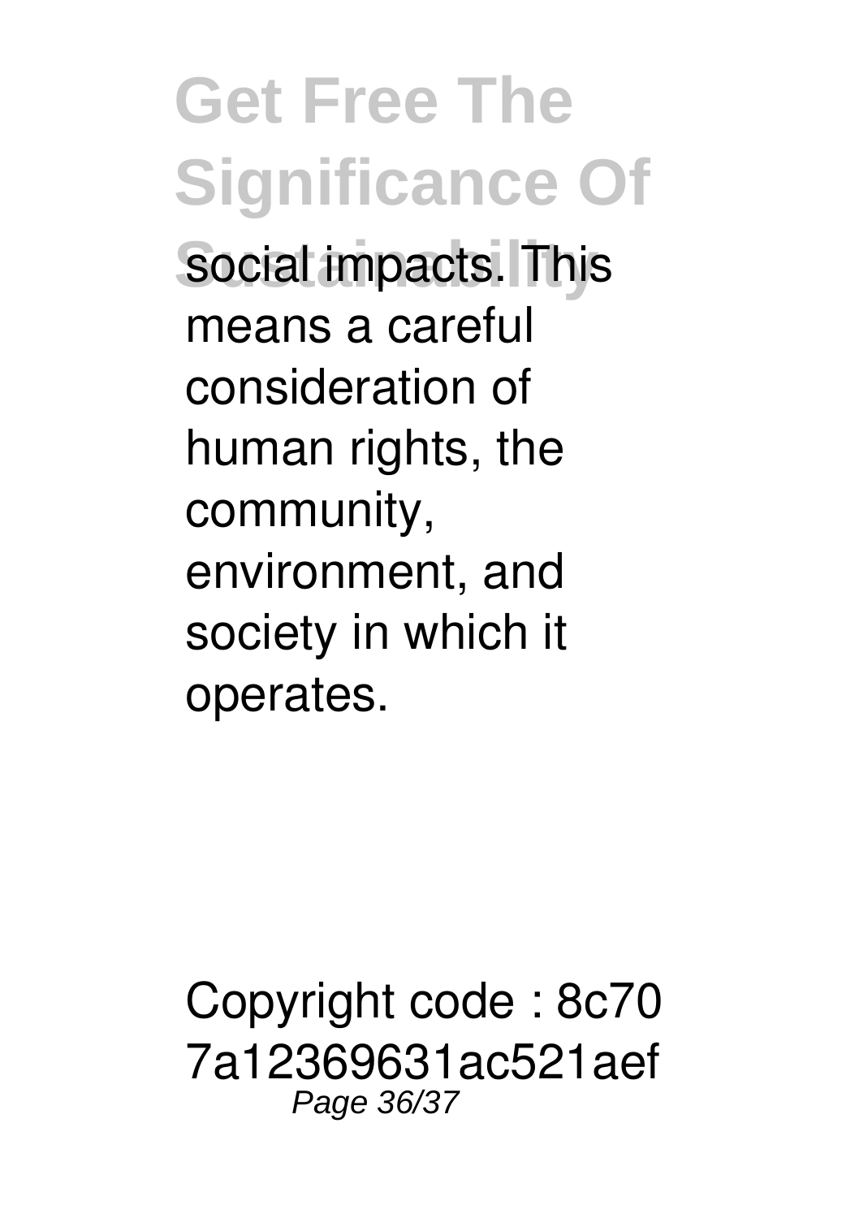social impacts. This means a careful consideration of human rights, the community, environment, and society in which it operates.

Copyright code : 8c707a12369631ac521aef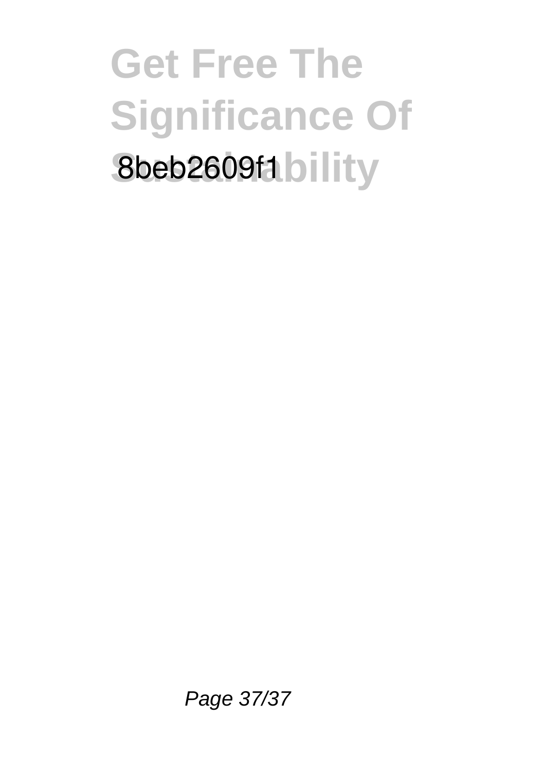8beb2609f1